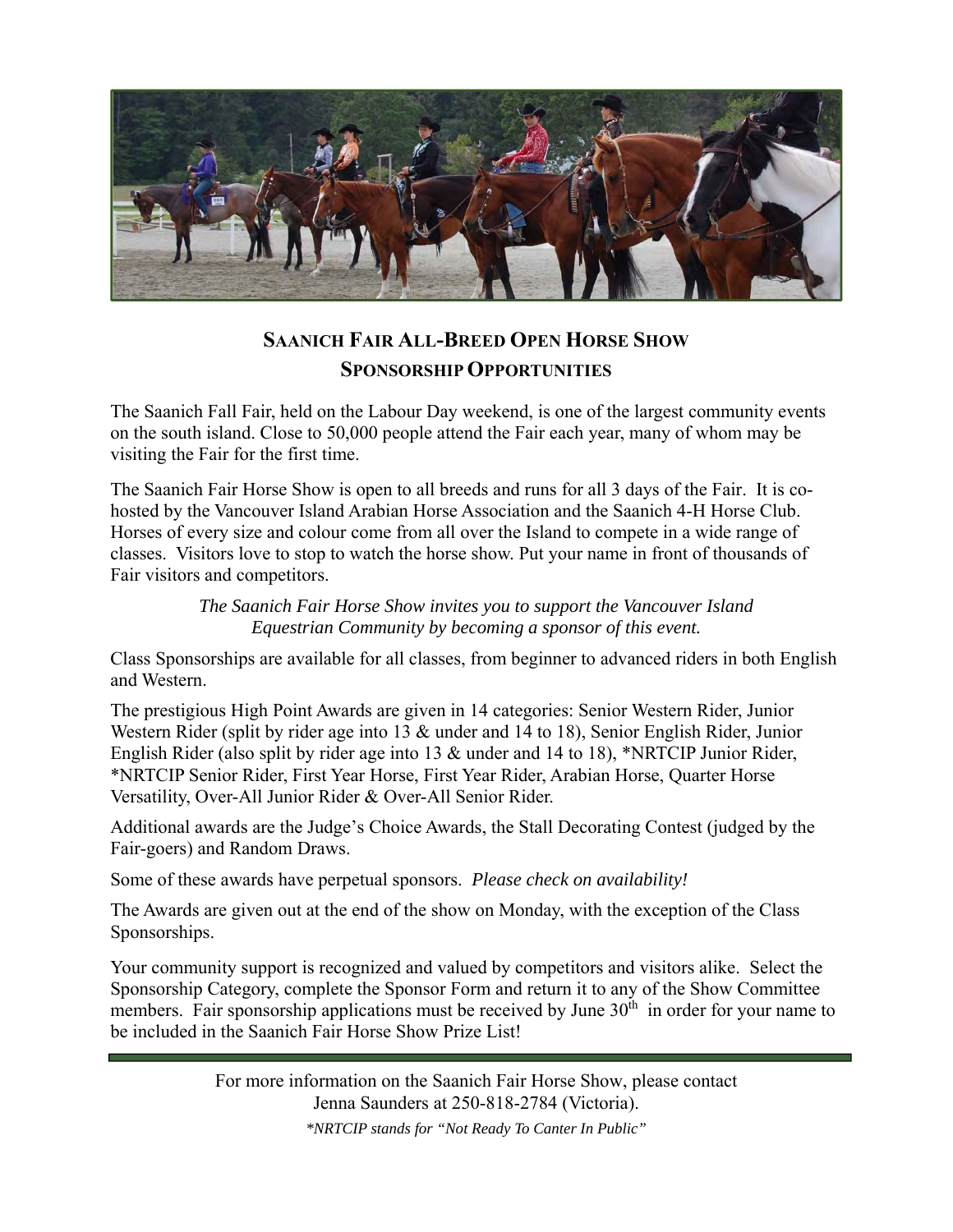## Saanich Fair All-Breed Open Horse Show
## Sponsorship Opportunities

The Saanich Fall Fair, held on the Labour Day weekend, is one of the largest community events on the south island. Close to 50,000 people attend the Fair each year, many of whom may be visiting the Fair for the first time.

The Saanich Fair Horse Show is open to all breeds and runs for all 3 days of the Fair. It is co-hosted by the Vancouver Island Arabian Horse Association and the Saanich 4-H Horse Club. Horses of every size and colour come from all over the Island to compete in a wide range of classes. Visitors love to stop to watch the horse show. Put your name in front of thousands of Fair visitors and competitors.

*The Saanich Fair Horse Show invites you to support the Vancouver Island Equestrian Community by becoming a sponsor of this event.*

Class Sponsorships are available for all classes, from beginner to advanced riders in both English and Western.

The prestigious High Point Awards are given in 14 categories: Senior Western Rider, Junior Western Rider (split by rider age into 13 & under and 14 to 18), Senior English Rider, Junior English Rider (also split by rider age into 13 & under and 14 to 18), *NRTCIP Junior Rider, *NRTCIP Senior Rider, First Year Horse, First Year Rider, Arabian Horse, Quarter Horse Versatility, Over-All Junior Rider & Over-All Senior Rider.

Additional awards are the Judge's Choice Awards, the Stall Decorating Contest (judged by the Fair-goers) and Random Draws.

Some of these awards have perpetual sponsors. *Please check on availability!*

The Awards are given out at the end of the show on Monday, with the exception of the Class Sponsorships.

Your community support is recognized and valued by competitors and visitors alike. Select the Sponsorship Category, complete the Sponsor Form and return it to any of the Show Committee members. Fair sponsorship applications must be received by June 30th in order for your name to be included in the Saanich Fair Horse Show Prize List!

---

For more information on the Saanich Fair Horse Show, please contact Jenna Saunders at 250-818-2784 (Victoria).

*\*NRTCIP stands for "Not Ready To Canter In Public"*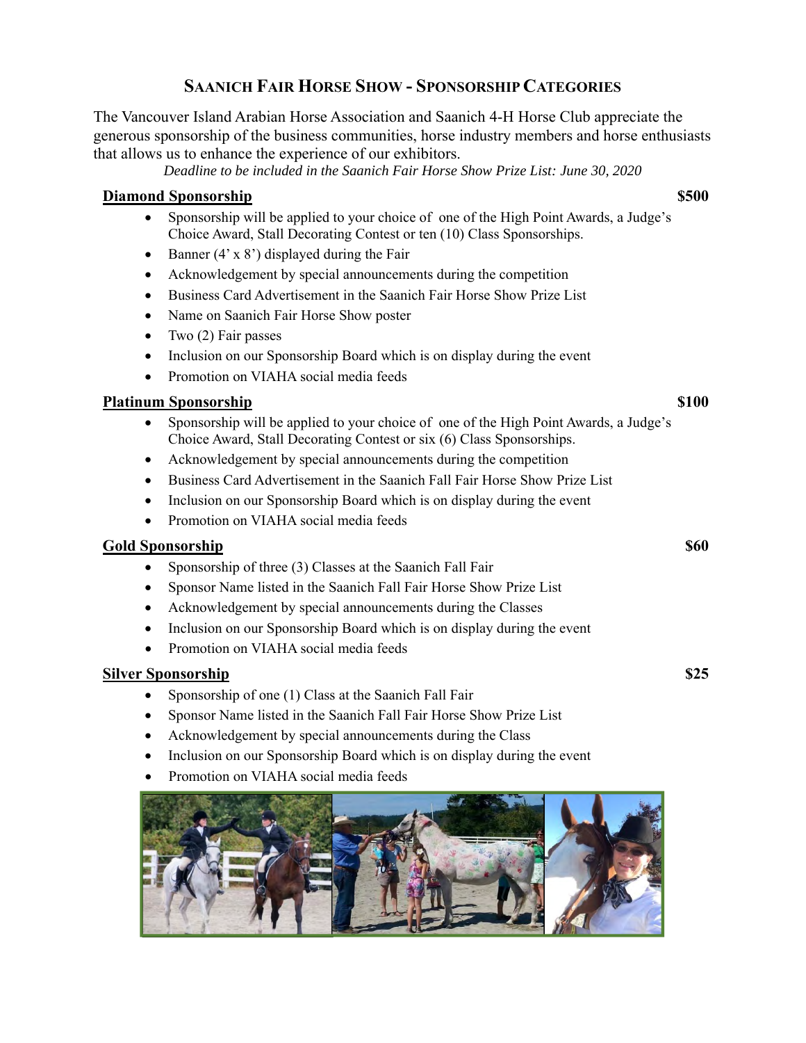# Saanich Fair Horse Show - Sponsorship Categories

The Vancouver Island Arabian Horse Association and Saanich 4-H Horse Club appreciate the generous sponsorship of the business communities, horse industry members and horse enthusiasts that allows us to enhance the experience of our exhibitors.

*Deadline to be included in the Saanich Fair Horse Show Prize List: June 30, 2020*

## Diamond Sponsorship — $500

- Sponsorship will be applied to your choice of one of the High Point Awards, a Judge's Choice Award, Stall Decorating Contest or ten (10) Class Sponsorships.
- Banner (4' x 8') displayed during the Fair
- Acknowledgement by special announcements during the competition
- Business Card Advertisement in the Saanich Fair Horse Show Prize List
- Name on Saanich Fair Horse Show poster
- Two (2) Fair passes
- Inclusion on our Sponsorship Board which is on display during the event
- Promotion on VIAHA social media feeds

## Platinum Sponsorship — $100

- Sponsorship will be applied to your choice of one of the High Point Awards, a Judge's Choice Award, Stall Decorating Contest or six (6) Class Sponsorships.
- Acknowledgement by special announcements during the competition
- Business Card Advertisement in the Saanich Fall Fair Horse Show Prize List
- Inclusion on our Sponsorship Board which is on display during the event
- Promotion on VIAHA social media feeds

## Gold Sponsorship — $60

- Sponsorship of three (3) Classes at the Saanich Fall Fair
- Sponsor Name listed in the Saanich Fall Fair Horse Show Prize List
- Acknowledgement by special announcements during the Classes
- Inclusion on our Sponsorship Board which is on display during the event
- Promotion on VIAHA social media feeds

## Silver Sponsorship — $25

- Sponsorship of one (1) Class at the Saanich Fall Fair
- Sponsor Name listed in the Saanich Fall Fair Horse Show Prize List
- Acknowledgement by special announcements during the Class
- Inclusion on our Sponsorship Board which is on display during the event
- Promotion on VIAHA social media feeds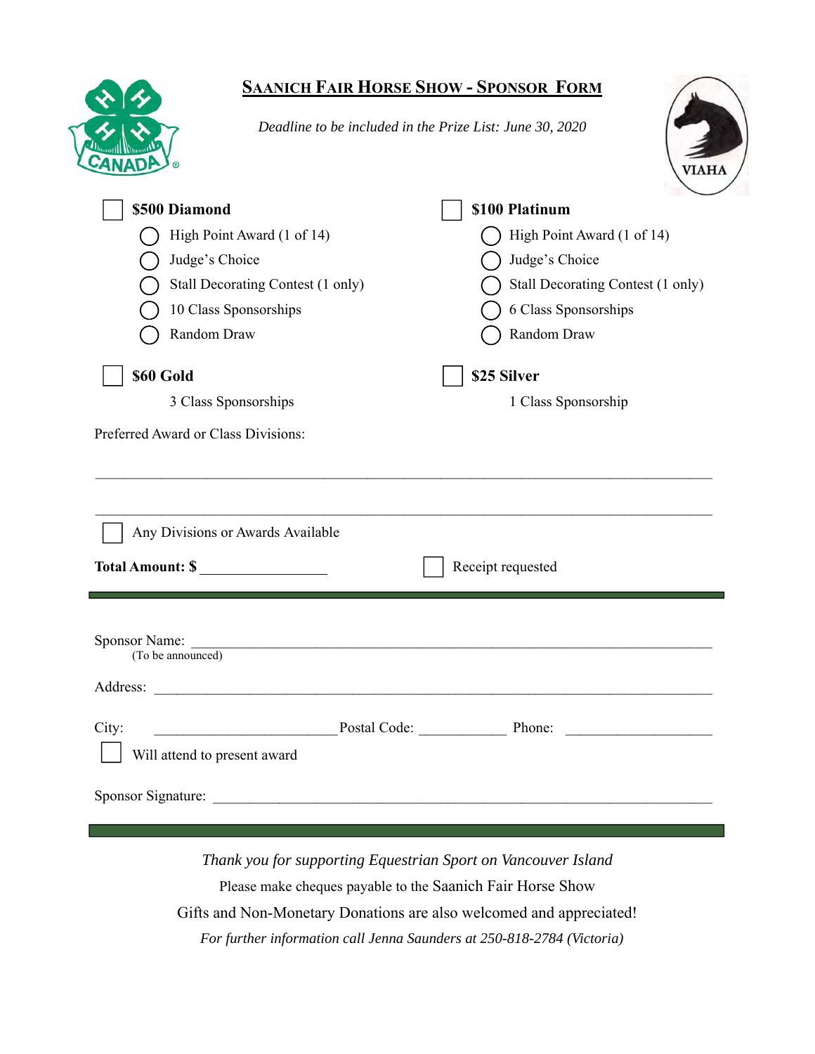# SAANICH FAIR HORSE SHOW - SPONSOR FORM

*Deadline to be included in the Prize List: June 30, 2020*

VIAHA

☐ **$500 Diamond**

- ◯ High Point Award (1 of 14)
- ◯ Judge's Choice
- ◯ Stall Decorating Contest (1 only)
- ◯ 10 Class Sponsorships
- ◯ Random Draw

☐ **$100 Platinum**

- ◯ High Point Award (1 of 14)
- ◯ Judge's Choice
- ◯ Stall Decorating Contest (1 only)
- ◯ 6 Class Sponsorships
- ◯ Random Draw

☐ **$60 Gold**

3 Class Sponsorships

☐ **$25 Silver**

1 Class Sponsorship

Preferred Award or Class Divisions:

______________________________________________________________________

______________________________________________________________________

☐ Any Divisions or Awards Available

**Total Amount: $** _________________ ☐ Receipt requested

---

Sponsor Name: ______________________________________________________________
(To be announced)

Address: __________________________________________________________________

City: ________________________ Postal Code: ___________ Phone: ___________________

☐ Will attend to present award

Sponsor Signature: __________________________________________________________

---

*Thank you for supporting Equestrian Sport on Vancouver Island*

Please make cheques payable to the Saanich Fair Horse Show

Gifts and Non-Monetary Donations are also welcomed and appreciated!

*For further information call Jenna Saunders at 250-818-2784 (Victoria)*